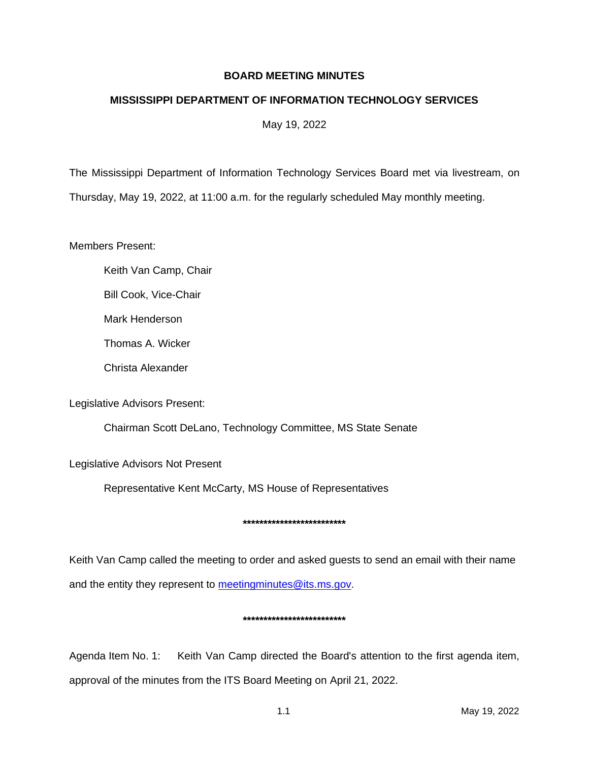# BOARD MEETING MINUTES

## MISSISSIPPI DEPARTMENT OF INFORMATION TECHNOLOGY SERVICES

May 19, 2022

The Mississippi Department of Information Technology Services Board met via livestream, on Thursday, May 19, 2022, at 11:00 a.m. for the regularly scheduled May monthly meeting.

Members Present:

Keith Van Camp, Chair

Bill Cook, Vice-Chair

Mark Henderson

Thomas A. Wicker

Christa Alexander

Legislative Advisors Present:

Chairman Scott DeLano, Technology Committee, MS State Senate

Legislative Advisors Not Present

Representative Kent McCarty, MS House of Representatives

**************************

Keith Van Camp called the meeting to order and asked guests to send an email with their name and the entity they represent to meetingminutes@its.ms.gov.

**************************

Agenda Item No. 1: Keith Van Camp directed the Board's attention to the first agenda item, approval of the minutes from the ITS Board Meeting on April 21, 2022.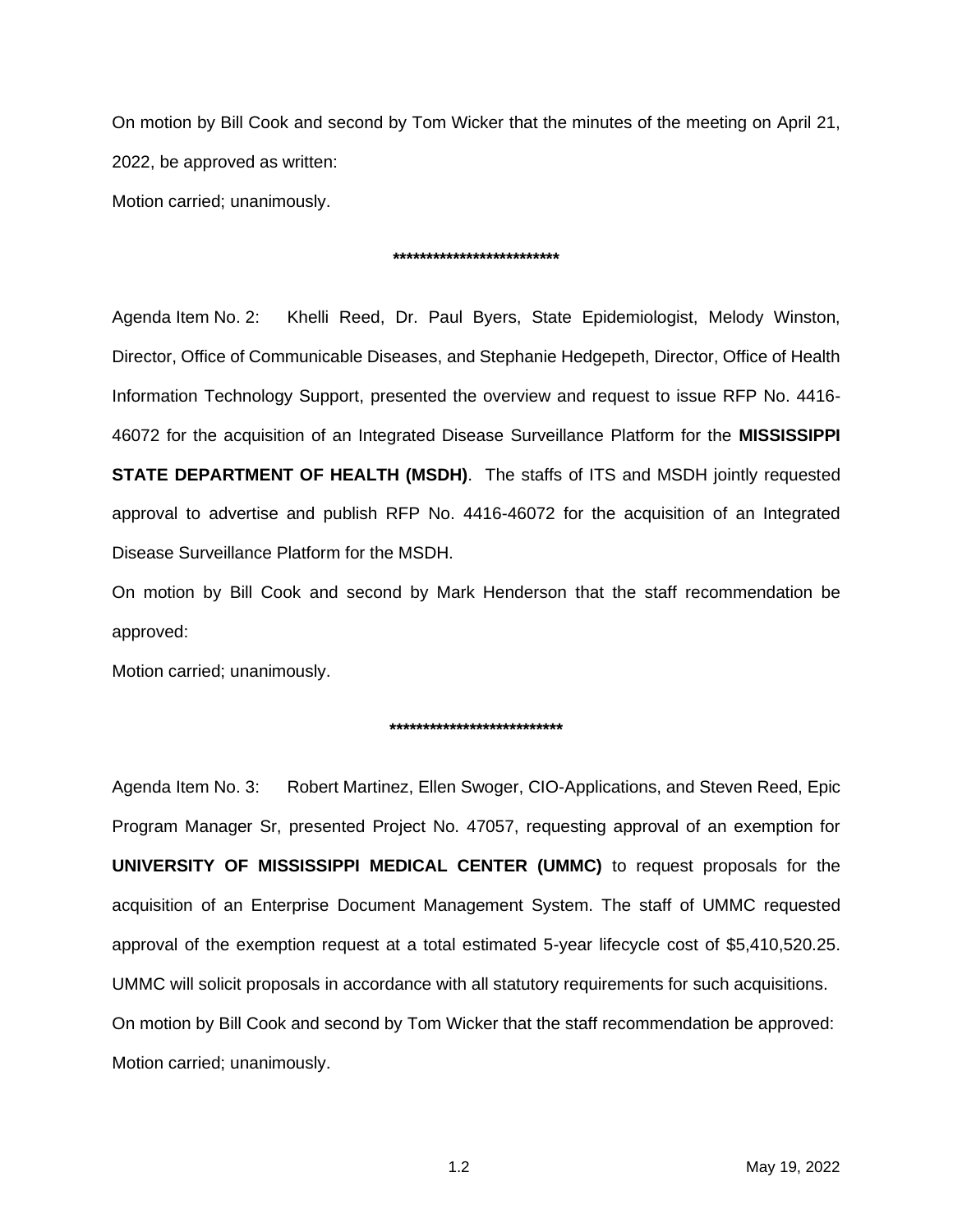On motion by Bill Cook and second by Tom Wicker that the minutes of the meeting on April 21, 2022, be approved as written:

Motion carried; unanimously.

*************************

Agenda Item No. 2: Khelli Reed, Dr. Paul Byers, State Epidemiologist, Melody Winston, Director, Office of Communicable Diseases, and Stephanie Hedgepeth, Director, Office of Health Information Technology Support, presented the overview and request to issue RFP No. 4416-46072 for the acquisition of an Integrated Disease Surveillance Platform for the **MISSISSIPPI STATE DEPARTMENT OF HEALTH (MSDH)**. The staffs of ITS and MSDH jointly requested approval to advertise and publish RFP No. 4416-46072 for the acquisition of an Integrated Disease Surveillance Platform for the MSDH.

On motion by Bill Cook and second by Mark Henderson that the staff recommendation be approved:

Motion carried; unanimously.

**************************

Agenda Item No. 3: Robert Martinez, Ellen Swoger, CIO-Applications, and Steven Reed, Epic Program Manager Sr, presented Project No. 47057, requesting approval of an exemption for **UNIVERSITY OF MISSISSIPPI MEDICAL CENTER (UMMC)** to request proposals for the acquisition of an Enterprise Document Management System. The staff of UMMC requested approval of the exemption request at a total estimated 5-year lifecycle cost of $5,410,520.25. UMMC will solicit proposals in accordance with all statutory requirements for such acquisitions.

On motion by Bill Cook and second by Tom Wicker that the staff recommendation be approved:

Motion carried; unanimously.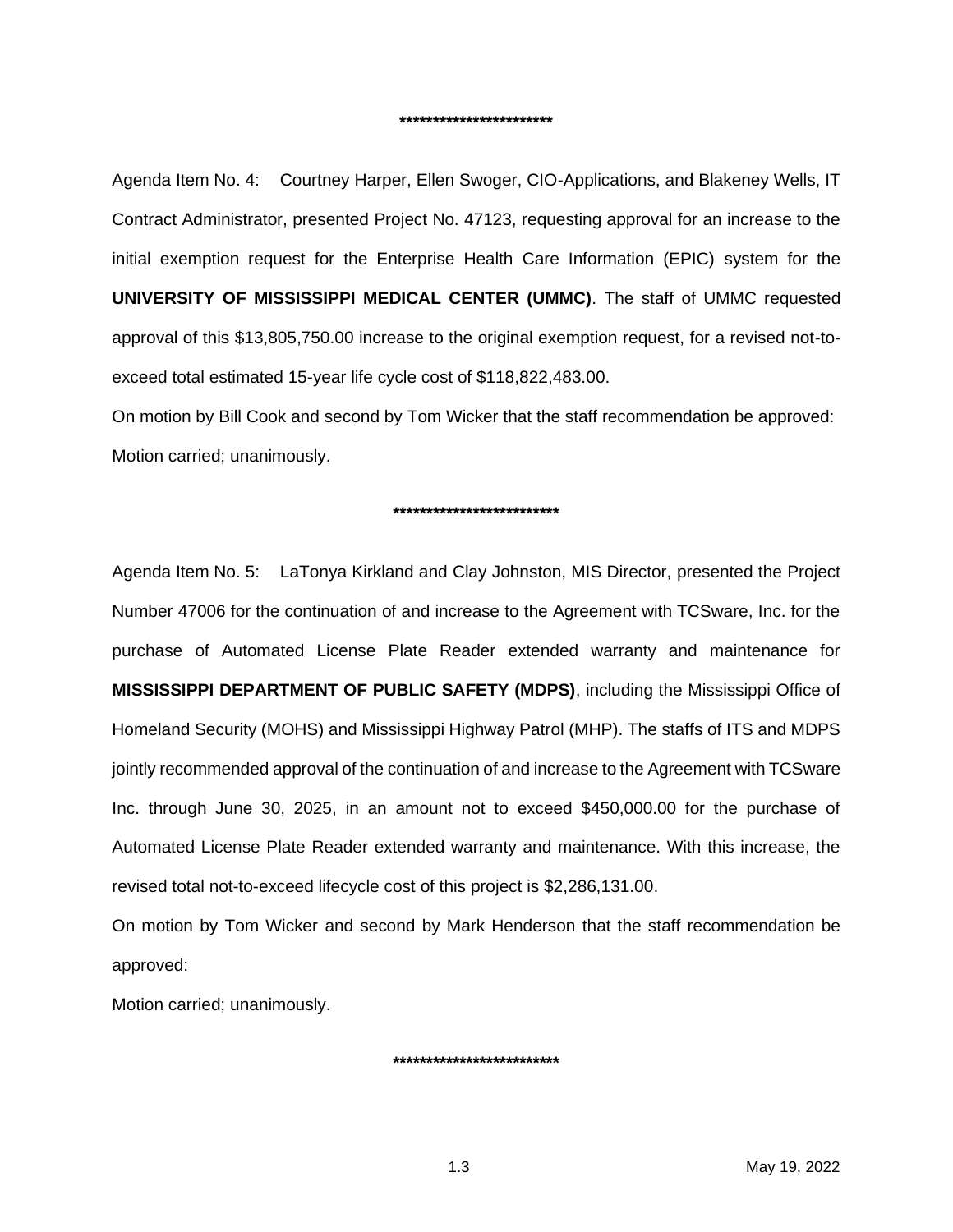************************

Agenda Item No. 4: Courtney Harper, Ellen Swoger, CIO-Applications, and Blakeney Wells, IT Contract Administrator, presented Project No. 47123, requesting approval for an increase to the initial exemption request for the Enterprise Health Care Information (EPIC) system for the **UNIVERSITY OF MISSISSIPPI MEDICAL CENTER (UMMC)**. The staff of UMMC requested approval of this $13,805,750.00 increase to the original exemption request, for a revised not-to-exceed total estimated 15-year life cycle cost of $118,822,483.00.

On motion by Bill Cook and second by Tom Wicker that the staff recommendation be approved:

Motion carried; unanimously.

*************************

Agenda Item No. 5: LaTonya Kirkland and Clay Johnston, MIS Director, presented the Project Number 47006 for the continuation of and increase to the Agreement with TCSware, Inc. for the purchase of Automated License Plate Reader extended warranty and maintenance for **MISSISSIPPI DEPARTMENT OF PUBLIC SAFETY (MDPS)**, including the Mississippi Office of Homeland Security (MOHS) and Mississippi Highway Patrol (MHP). The staffs of ITS and MDPS jointly recommended approval of the continuation of and increase to the Agreement with TCSware Inc. through June 30, 2025, in an amount not to exceed $450,000.00 for the purchase of Automated License Plate Reader extended warranty and maintenance. With this increase, the revised total not-to-exceed lifecycle cost of this project is $2,286,131.00.

On motion by Tom Wicker and second by Mark Henderson that the staff recommendation be approved:

Motion carried; unanimously.

*************************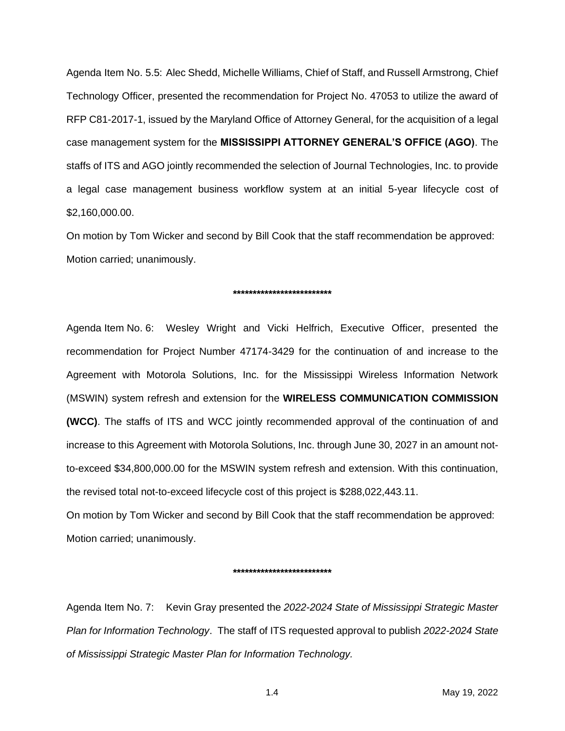Agenda Item No. 5.5: Alec Shedd, Michelle Williams, Chief of Staff, and Russell Armstrong, Chief Technology Officer, presented the recommendation for Project No. 47053 to utilize the award of RFP C81-2017-1, issued by the Maryland Office of Attorney General, for the acquisition of a legal case management system for the **MISSISSIPPI ATTORNEY GENERAL'S OFFICE (AGO)**. The staffs of ITS and AGO jointly recommended the selection of Journal Technologies, Inc. to provide a legal case management business workflow system at an initial 5-year lifecycle cost of $2,160,000.00.

On motion by Tom Wicker and second by Bill Cook that the staff recommendation be approved: Motion carried; unanimously.

*************************

Agenda Item No. 6: Wesley Wright and Vicki Helfrich, Executive Officer, presented the recommendation for Project Number 47174-3429 for the continuation of and increase to the Agreement with Motorola Solutions, Inc. for the Mississippi Wireless Information Network (MSWIN) system refresh and extension for the **WIRELESS COMMUNICATION COMMISSION (WCC)**. The staffs of ITS and WCC jointly recommended approval of the continuation of and increase to this Agreement with Motorola Solutions, Inc. through June 30, 2027 in an amount not-to-exceed $34,800,000.00 for the MSWIN system refresh and extension. With this continuation, the revised total not-to-exceed lifecycle cost of this project is $288,022,443.11.

On motion by Tom Wicker and second by Bill Cook that the staff recommendation be approved: Motion carried; unanimously.

*************************

Agenda Item No. 7: Kevin Gray presented the *2022-2024 State of Mississippi Strategic Master Plan for Information Technology*. The staff of ITS requested approval to publish *2022-2024 State of Mississippi Strategic Master Plan for Information Technology.*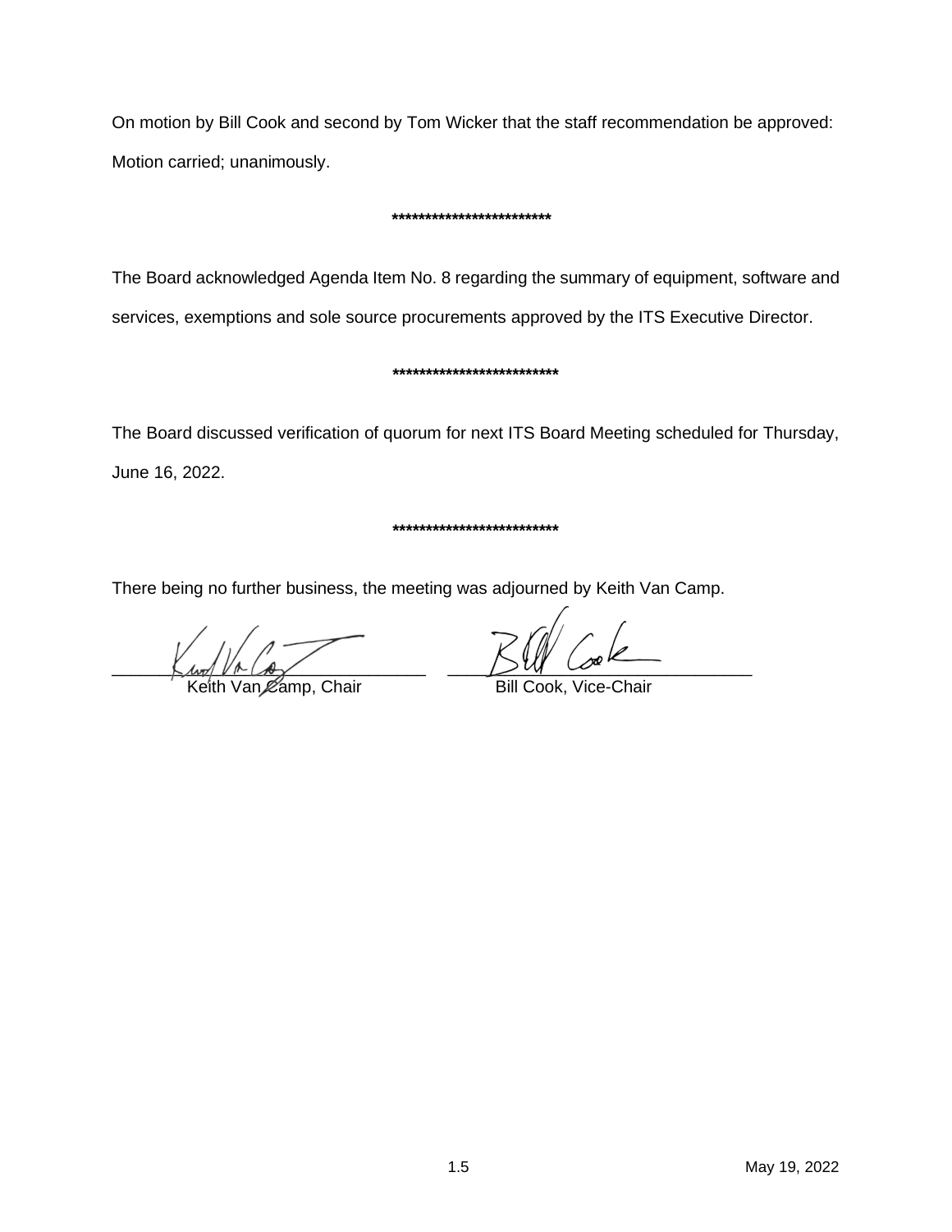On motion by Bill Cook and second by Tom Wicker that the staff recommendation be approved: Motion carried; unanimously.

************************

The Board acknowledged Agenda Item No. 8 regarding the summary of equipment, software and services, exemptions and sole source procurements approved by the ITS Executive Director.

*************************

The Board discussed verification of quorum for next ITS Board Meeting scheduled for Thursday, June 16, 2022.

*************************

There being no further business, the meeting was adjourned by Keith Van Camp.

______________________________ ______________________________
Keith Van Camp, Chair Bill Cook, Vice-Chair